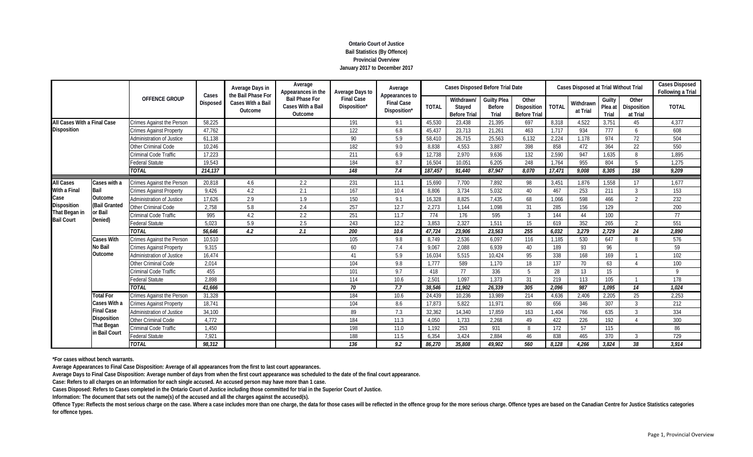**Ontario Court of Justice**
**Bail Statistics (By Offence)**
**Provincial Overview**
**January 2017 to December 2017**

| | | OFFENCE GROUP | Cases Disposed | Average Days in the Bail Phase For Cases With a Bail Outcome | Average Appearances in the Bail Phase For Cases With a Bail Outcome | Average Days to Final Case Disposition* | Average Appearances to Final Case Disposition* | Cases Disposed Before Trial Date | | | | Cases Disposed at Trial Without Trial | | | | Cases Disposed Following a Trial |
|---|---|---|---|---|---|---|---|---|---|---|---|---|---|---|---|---|
| | | | | | | | | TOTAL | Withdrawn/ Stayed Before Trial | Guilty Plea Before Trial | Other Disposition Before Trial | TOTAL | Withdrawn at Trial | Guilty Plea at Trial | Other Disposition at Trial | TOTAL |
| All Cases With a Final Case Disposition | | Crimes Against the Person | 58,225 | | | 191 | 9.1 | 45,530 | 23,438 | 21,395 | 697 | 8,318 | 4,522 | 3,751 | 45 | 4,377 |
| | | Crimes Against Property | 47,762 | | | 122 | 6.8 | 45,437 | 23,713 | 21,261 | 463 | 1,717 | 934 | 777 | 6 | 608 |
| | | Administration of Justice | 61,138 | | | 90 | 5.9 | 58,410 | 26,715 | 25,563 | 6,132 | 2,224 | 1,178 | 974 | 72 | 504 |
| | | Other Criminal Code | 10,246 | | | 182 | 9.0 | 8,838 | 4,553 | 3,887 | 398 | 858 | 472 | 364 | 22 | 550 |
| | | Criminal Code Traffic | 17,223 | | | 211 | 6.9 | 12,738 | 2,970 | 9,636 | 132 | 2,590 | 947 | 1,635 | 8 | 1,895 |
| | | Federal Statute | 19,543 | | | 184 | 8.7 | 16,504 | 10,051 | 6,205 | 248 | 1,764 | 955 | 804 | 5 | 1,275 |
| | | *TOTAL* | *214,137* | | | *148* | *7.4* | *187,457* | *91,440* | *87,947* | *8,070* | *17,471* | *9,008* | *8,305* | *158* | *9,209* |
| All Cases With a Final Case Disposition That Began in Bail Court | Cases with a Bail Outcome (Bail Granted or Bail Denied) | Crimes Against the Person | 20,818 | 4.6 | 2.2 | 231 | 11.1 | 15,690 | 7,700 | 7,892 | 98 | 3,451 | 1,876 | 1,558 | 17 | 1,677 |
| | | Crimes Against Property | 9,426 | 4.2 | 2.1 | 167 | 10.4 | 8,806 | 3,734 | 5,032 | 40 | 467 | 253 | 211 | 3 | 153 |
| | | Administration of Justice | 17,626 | 2.9 | 1.9 | 150 | 9.1 | 16,328 | 8,825 | 7,435 | 68 | 1,066 | 598 | 466 | 2 | 232 |
| | | Other Criminal Code | 2,758 | 5.8 | 2.4 | 257 | 12.7 | 2,273 | 1,144 | 1,098 | 31 | 285 | 156 | 129 | | 200 |
| | | Criminal Code Traffic | 995 | 4.2 | 2.2 | 251 | 11.7 | 774 | 176 | 595 | 3 | 144 | 44 | 100 | | 77 |
| | | Federal Statute | 5,023 | 5.9 | 2.5 | 243 | 12.2 | 3,853 | 2,327 | 1,511 | 15 | 619 | 352 | 265 | 2 | 551 |
| | | *TOTAL* | *56,646* | *4.2* | *2.1* | *200* | *10.6* | *47,724* | *23,906* | *23,563* | *255* | *6,032* | *3,279* | *2,729* | *24* | *2,890* |
| | Cases With No Bail Outcome | Crimes Against the Person | 10,510 | | | 105 | 9.8 | 8,749 | 2,536 | 6,097 | 116 | 1,185 | 530 | 647 | 8 | 576 |
| | | Crimes Against Property | 9,315 | | | 60 | 7.4 | 9,067 | 2,088 | 6,939 | 40 | 189 | 93 | 96 | | 59 |
| | | Administration of Justice | 16,474 | | | 41 | 5.9 | 16,034 | 5,515 | 10,424 | 95 | 338 | 168 | 169 | 1 | 102 |
| | | Other Criminal Code | 2,014 | | | 104 | 9.8 | 1,777 | 589 | 1,170 | 18 | 137 | 70 | 63 | 4 | 100 |
| | | Criminal Code Traffic | 455 | | | 101 | 9.7 | 418 | 77 | 336 | 5 | 28 | 13 | 15 | | 9 |
| | | Federal Statute | 2,898 | | | 114 | 10.6 | 2,501 | 1,097 | 1,373 | 31 | 219 | 113 | 105 | 1 | 178 |
| | | *TOTAL* | *41,666* | | | *70* | *7.7* | *38,546* | *11,902* | *26,339* | *305* | *2,096* | *987* | *1,095* | *14* | *1,024* |
| | Total For Cases With a Final Case Disposition That Began in Bail Court | Crimes Against the Person | 31,328 | | | 184 | 10.6 | 24,439 | 10,236 | 13,989 | 214 | 4,636 | 2,406 | 2,205 | 25 | 2,253 |
| | | Crimes Against Property | 18,741 | | | 104 | 8.6 | 17,873 | 5,822 | 11,971 | 80 | 656 | 346 | 307 | 3 | 212 |
| | | Administration of Justice | 34,100 | | | 89 | 7.3 | 32,362 | 14,340 | 17,859 | 163 | 1,404 | 766 | 635 | 3 | 334 |
| | | Other Criminal Code | 4,772 | | | 184 | 11.3 | 4,050 | 1,733 | 2,268 | 49 | 422 | 226 | 192 | 4 | 300 |
| | | Criminal Code Traffic | 1,450 | | | 198 | 11.0 | 1,192 | 253 | 931 | 8 | 172 | 57 | 115 | | 86 |
| | | Federal Statute | 7,921 | | | 188 | 11.5 | 6,354 | 3,424 | 2,884 | 46 | 838 | 465 | 370 | 3 | 729 |
| | | *TOTAL* | *98,312* | | | *136* | *9.2* | *86,270* | *35,808* | *49,902* | *560* | *8,128* | *4,266* | *3,824* | *38* | *3,914* |

**\*For cases without bench warrants.**

**Average Appearances to Final Case Disposition: Average of all appearances from the first to last court appearances.**

**Average Days to Final Case Disposition: Average number of days from when the first court appearance was scheduled to the date of the final court appearance.**

**Case: Refers to all charges on an Information for each single accused. An accused person may have more than 1 case.**

**Cases Disposed: Refers to Cases completed in the Ontario Court of Justice including those committed for trial in the Superior Court of Justice.**

**Information: The document that sets out the name(s) of the accused and all the charges against the accused(s).**

**Offence Type: Reflects the most serious charge on the case. Where a case includes more than one charge, the data for those cases will be reflected in the offence group for the more serious charge. Offence types are based on the Canadian Centre for Justice Statistics categories for offence types.**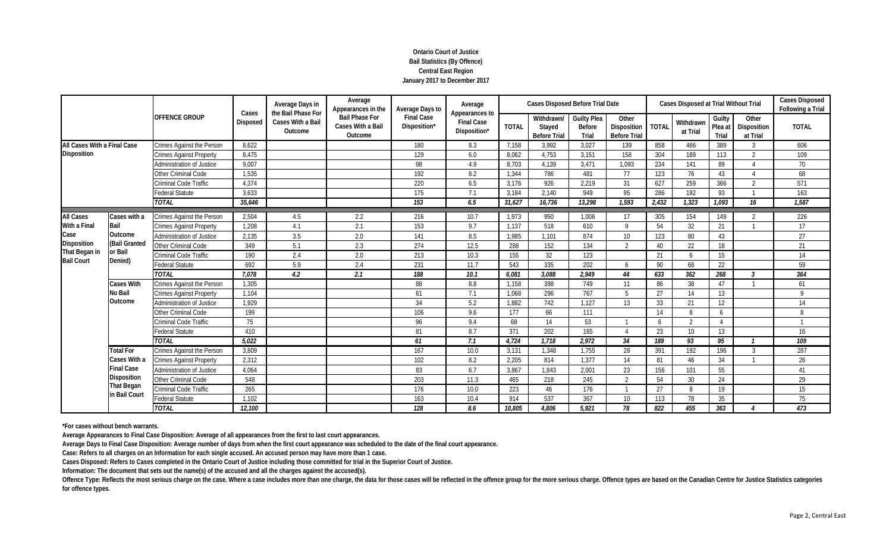**Ontario Court of Justice**
**Bail Statistics (By Offence)**
**Central East Region**
**January 2017 to December 2017**

| | | OFFENCE GROUP | Cases Disposed | Average Days in the Bail Phase For Cases With a Bail Outcome | Average Appearances in the Bail Phase For Cases With a Bail Outcome | Average Days to Final Case Disposition* | Average Appearances to Final Case Disposition* | Cases Disposed Before Trial Date | | | | Cases Disposed at Trial Without Trial | | | | Cases Disposed Following a Trial |
|---|---|---|---|---|---|---|---|---|---|---|---|---|---|---|---|---|
| | | | | | | | | TOTAL | Withdrawn/ Stayed Before Trial | Guilty Plea Before Trial | Other Disposition Before Trial | TOTAL | Withdrawn at Trial | Guilty Plea at Trial | Other Disposition at Trial | TOTAL |
| All Cases With a Final Case Disposition | | Crimes Against the Person | 8,622 | | | 180 | 8.3 | 7,158 | 3,992 | 3,027 | 139 | 858 | 466 | 389 | 3 | 606 |
| | | Crimes Against Property | 8,475 | | | 129 | 6.0 | 8,062 | 4,753 | 3,151 | 158 | 304 | 189 | 113 | 2 | 109 |
| | | Administration of Justice | 9,007 | | | 98 | 4.9 | 8,703 | 4,139 | 3,471 | 1,093 | 234 | 141 | 89 | 4 | 70 |
| | | Other Criminal Code | 1,535 | | | 192 | 8.2 | 1,344 | 786 | 481 | 77 | 123 | 76 | 43 | 4 | 68 |
| | | Criminal Code Traffic | 4,374 | | | 220 | 6.5 | 3,176 | 926 | 2,219 | 31 | 627 | 259 | 366 | 2 | 571 |
| | | Federal Statute | 3,633 | | | 175 | 7.1 | 3,184 | 2,140 | 949 | 95 | 286 | 192 | 93 | 1 | 163 |
| | | *TOTAL* | *35,646* | | | *153* | *6.5* | *31,627* | *16,736* | *13,298* | *1,593* | *2,432* | *1,323* | *1,093* | *16* | *1,587* |
| All Cases With a Final Case Disposition That Began in Bail Court | Cases with a Bail Outcome (Bail Granted or Bail Denied) | Crimes Against the Person | 2,504 | 4.5 | 2.2 | 216 | 10.7 | 1,973 | 950 | 1,006 | 17 | 305 | 154 | 149 | 2 | 226 |
| | | Crimes Against Property | 1,208 | 4.1 | 2.1 | 153 | 9.7 | 1,137 | 518 | 610 | 9 | 54 | 32 | 21 | 1 | 17 |
| | | Administration of Justice | 2,135 | 3.5 | 2.0 | 141 | 8.5 | 1,985 | 1,101 | 874 | 10 | 123 | 80 | 43 | | 27 |
| | | Other Criminal Code | 349 | 5.1 | 2.3 | 274 | 12.5 | 288 | 152 | 134 | 2 | 40 | 22 | 18 | | 21 |
| | | Criminal Code Traffic | 190 | 2.4 | 2.0 | 213 | 10.3 | 155 | 32 | 123 | | 21 | 6 | 15 | | 14 |
| | | Federal Statute | 692 | 5.9 | 2.4 | 231 | 11.7 | 543 | 335 | 202 | 6 | 90 | 68 | 22 | | 59 |
| | | *TOTAL* | *7,078* | *4.2* | *2.1* | *188* | *10.1* | *6,081* | *3,088* | *2,949* | *44* | *633* | *362* | *268* | *3* | *364* |
| | Cases With No Bail Outcome | Crimes Against the Person | 1,305 | | | 88 | 8.8 | 1,158 | 398 | 749 | 11 | 86 | 38 | 47 | 1 | 61 |
| | | Crimes Against Property | 1,104 | | | 61 | 7.1 | 1,068 | 296 | 767 | 5 | 27 | 14 | 13 | | 9 |
| | | Administration of Justice | 1,929 | | | 34 | 5.2 | 1,882 | 742 | 1,127 | 13 | 33 | 21 | 12 | | 14 |
| | | Other Criminal Code | 199 | | | 106 | 9.6 | 177 | 66 | 111 | | 14 | 8 | 6 | | 8 |
| | | Criminal Code Traffic | 75 | | | 96 | 9.4 | 68 | 14 | 53 | 1 | 6 | 2 | 4 | | 1 |
| | | Federal Statute | 410 | | | 81 | 8.7 | 371 | 202 | 165 | 4 | 23 | 10 | 13 | | 16 |
| | | *TOTAL* | *5,022* | | | *61* | *7.1* | *4,724* | *1,718* | *2,972* | *34* | *189* | *93* | *95* | *1* | *109* |
| | Total For Cases With a Final Case Disposition That Began in Bail Court | Crimes Against the Person | 3,809 | | | 167 | 10.0 | 3,131 | 1,348 | 1,755 | 28 | 391 | 192 | 196 | 3 | 287 |
| | | Crimes Against Property | 2,312 | | | 102 | 8.2 | 2,205 | 814 | 1,377 | 14 | 81 | 46 | 34 | 1 | 26 |
| | | Administration of Justice | 4,064 | | | 83 | 6.7 | 3,867 | 1,843 | 2,001 | 23 | 156 | 101 | 55 | | 41 |
| | | Other Criminal Code | 548 | | | 203 | 11.3 | 465 | 218 | 245 | 2 | 54 | 30 | 24 | | 29 |
| | | Criminal Code Traffic | 265 | | | 176 | 10.0 | 223 | 46 | 176 | 1 | 27 | 8 | 19 | | 15 |
| | | Federal Statute | 1,102 | | | 163 | 10.4 | 914 | 537 | 367 | 10 | 113 | 78 | 35 | | 75 |
| | | *TOTAL* | *12,100* | | | *128* | *8.6* | *10,805* | *4,806* | *5,921* | *78* | *822* | *455* | *363* | *4* | *473* |

**\*For cases without bench warrants.**

**Average Appearances to Final Case Disposition: Average of all appearances from the first to last court appearances.**

**Average Days to Final Case Disposition: Average number of days from when the first court appearance was scheduled to the date of the final court appearance.**

**Case: Refers to all charges on an Information for each single accused. An accused person may have more than 1 case.**

**Cases Disposed: Refers to Cases completed in the Ontario Court of Justice including those committed for trial in the Superior Court of Justice.**

**Information: The document that sets out the name(s) of the accused and all the charges against the accused(s).**

**Offence Type: Reflects the most serious charge on the case. Where a case includes more than one charge, the data for those cases will be reflected in the offence group for the more serious charge. Offence types are based on the Canadian Centre for Justice Statistics categories for offence types.**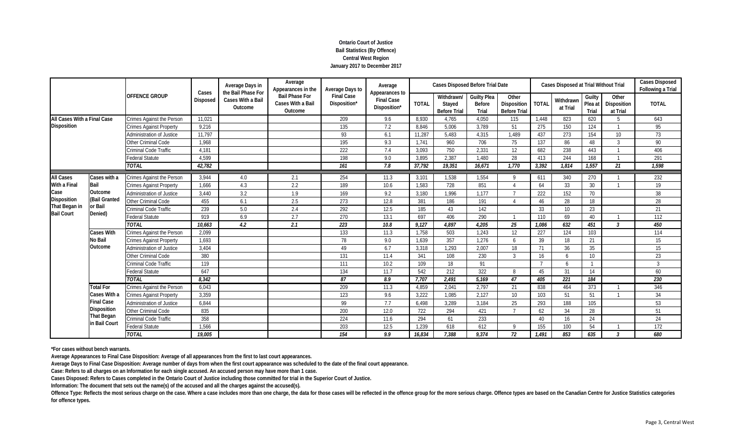**Ontario Court of Justice**
**Bail Statistics (By Offence)**
**Central West Region**
**January 2017 to December 2017**

| | | OFFENCE GROUP | Cases Disposed | Average Days in the Bail Phase For Cases With a Bail Outcome | Average Appearances in the Bail Phase For Cases With a Bail Outcome | Average Days to Final Case Disposition* | Average Appearances to Final Case Disposition* | Cases Disposed Before Trial Date | | | | Cases Disposed at Trial Without Trial | | | | Cases Disposed Following a Trial |
|---|---|---|---|---|---|---|---|---|---|---|---|---|---|---|---|---|
| | | | | | | | | TOTAL | Withdrawn/ Stayed Before Trial | Guilty Plea Before Trial | Other Disposition Before Trial | TOTAL | Withdrawn at Trial | Guilty Plea at Trial | Other Disposition at Trial | TOTAL |
| All Cases With a Final Case Disposition | | Crimes Against the Person | 11,021 | | | 209 | 9.6 | 8,930 | 4,765 | 4,050 | 115 | 1,448 | 823 | 620 | 5 | 643 |
| | | Crimes Against Property | 9,216 | | | 135 | 7.2 | 8,846 | 5,006 | 3,789 | 51 | 275 | 150 | 124 | 1 | 95 |
| | | Administration of Justice | 11,797 | | | 93 | 6.1 | 11,287 | 5,483 | 4,315 | 1,489 | 437 | 273 | 154 | 10 | 73 |
| | | Other Criminal Code | 1,968 | | | 195 | 9.3 | 1,741 | 960 | 706 | 75 | 137 | 86 | 48 | 3 | 90 |
| | | Criminal Code Traffic | 4,181 | | | 222 | 7.4 | 3,093 | 750 | 2,331 | 12 | 682 | 238 | 443 | 1 | 406 |
| | | Federal Statute | 4,599 | | | 198 | 9.0 | 3,895 | 2,387 | 1,480 | 28 | 413 | 244 | 168 | 1 | 291 |
| | | *TOTAL* | *42,782* | | | *161* | *7.8* | *37,792* | *19,351* | *16,671* | *1,770* | *3,392* | *1,814* | *1,557* | *21* | *1,598* |
| All Cases With a Final Case Disposition That Began in Bail Court | Cases with a Bail Outcome (Bail Granted or Bail Denied) | Crimes Against the Person | 3,944 | 4.0 | 2.1 | 254 | 11.3 | 3,101 | 1,538 | 1,554 | 9 | 611 | 340 | 270 | 1 | 232 |
| | | Crimes Against Property | 1,666 | 4.3 | 2.2 | 189 | 10.6 | 1,583 | 728 | 851 | 4 | 64 | 33 | 30 | 1 | 19 |
| | | Administration of Justice | 3,440 | 3.2 | 1.9 | 169 | 9.2 | 3,180 | 1,996 | 1,177 | 7 | 222 | 152 | 70 | | 38 |
| | | Other Criminal Code | 455 | 6.1 | 2.5 | 273 | 12.8 | 381 | 186 | 191 | 4 | 46 | 28 | 18 | | 28 |
| | | Criminal Code Traffic | 239 | 5.0 | 2.4 | 292 | 12.5 | 185 | 43 | 142 | | 33 | 10 | 23 | | 21 |
| | | Federal Statute | 919 | 6.9 | 2.7 | 270 | 13.1 | 697 | 406 | 290 | 1 | 110 | 69 | 40 | 1 | 112 |
| | | *TOTAL* | *10,663* | *4.2* | *2.1* | *223* | *10.8* | *9,127* | *4,897* | *4,205* | *25* | *1,086* | *632* | *451* | *3* | *450* |
| | Cases With No Bail Outcome | Crimes Against the Person | 2,099 | | | 133 | 11.3 | 1,758 | 503 | 1,243 | 12 | 227 | 124 | 103 | | 114 |
| | | Crimes Against Property | 1,693 | | | 78 | 9.0 | 1,639 | 357 | 1,276 | 6 | 39 | 18 | 21 | | 15 |
| | | Administration of Justice | 3,404 | | | 49 | 6.7 | 3,318 | 1,293 | 2,007 | 18 | 71 | 36 | 35 | | 15 |
| | | Other Criminal Code | 380 | | | 131 | 11.4 | 341 | 108 | 230 | 3 | 16 | 6 | 10 | | 23 |
| | | Criminal Code Traffic | 119 | | | 111 | 10.2 | 109 | 18 | 91 | | 7 | 6 | 1 | | 3 |
| | | Federal Statute | 647 | | | 134 | 11.7 | 542 | 212 | 322 | 8 | 45 | 31 | 14 | | 60 |
| | | *TOTAL* | *8,342* | | | *87* | *8.9* | *7,707* | *2,491* | *5,169* | *47* | *405* | *221* | *184* | | *230* |
| | Total For Cases With a Final Case Disposition That Began in Bail Court | Crimes Against the Person | 6,043 | | | 209 | 11.3 | 4,859 | 2,041 | 2,797 | 21 | 838 | 464 | 373 | 1 | 346 |
| | | Crimes Against Property | 3,359 | | | 123 | 9.6 | 3,222 | 1,085 | 2,127 | 10 | 103 | 51 | 51 | 1 | 34 |
| | | Administration of Justice | 6,844 | | | 99 | 7.7 | 6,498 | 3,289 | 3,184 | 25 | 293 | 188 | 105 | | 53 |
| | | Other Criminal Code | 835 | | | 200 | 12.0 | 722 | 294 | 421 | 7 | 62 | 34 | 28 | | 51 |
| | | Criminal Code Traffic | 358 | | | 224 | 11.6 | 294 | 61 | 233 | | 40 | 16 | 24 | | 24 |
| | | Federal Statute | 1,566 | | | 203 | 12.5 | 1,239 | 618 | 612 | 9 | 155 | 100 | 54 | 1 | 172 |
| | | *TOTAL* | *19,005* | | | *154* | *9.9* | *16,834* | *7,388* | *9,374* | *72* | *1,491* | *853* | *635* | *3* | *680* |

**\*For cases without bench warrants.**

**Average Appearances to Final Case Disposition: Average of all appearances from the first to last court appearances.**

**Average Days to Final Case Disposition: Average number of days from when the first court appearance was scheduled to the date of the final court appearance.**

**Case: Refers to all charges on an Information for each single accused. An accused person may have more than 1 case.**

**Cases Disposed: Refers to Cases completed in the Ontario Court of Justice including those committed for trial in the Superior Court of Justice.**

**Information: The document that sets out the name(s) of the accused and all the charges against the accused(s).**

**Offence Type: Reflects the most serious charge on the case. Where a case includes more than one charge, the data for those cases will be reflected in the offence group for the more serious charge. Offence types are based on the Canadian Centre for Justice Statistics categories for offence types.**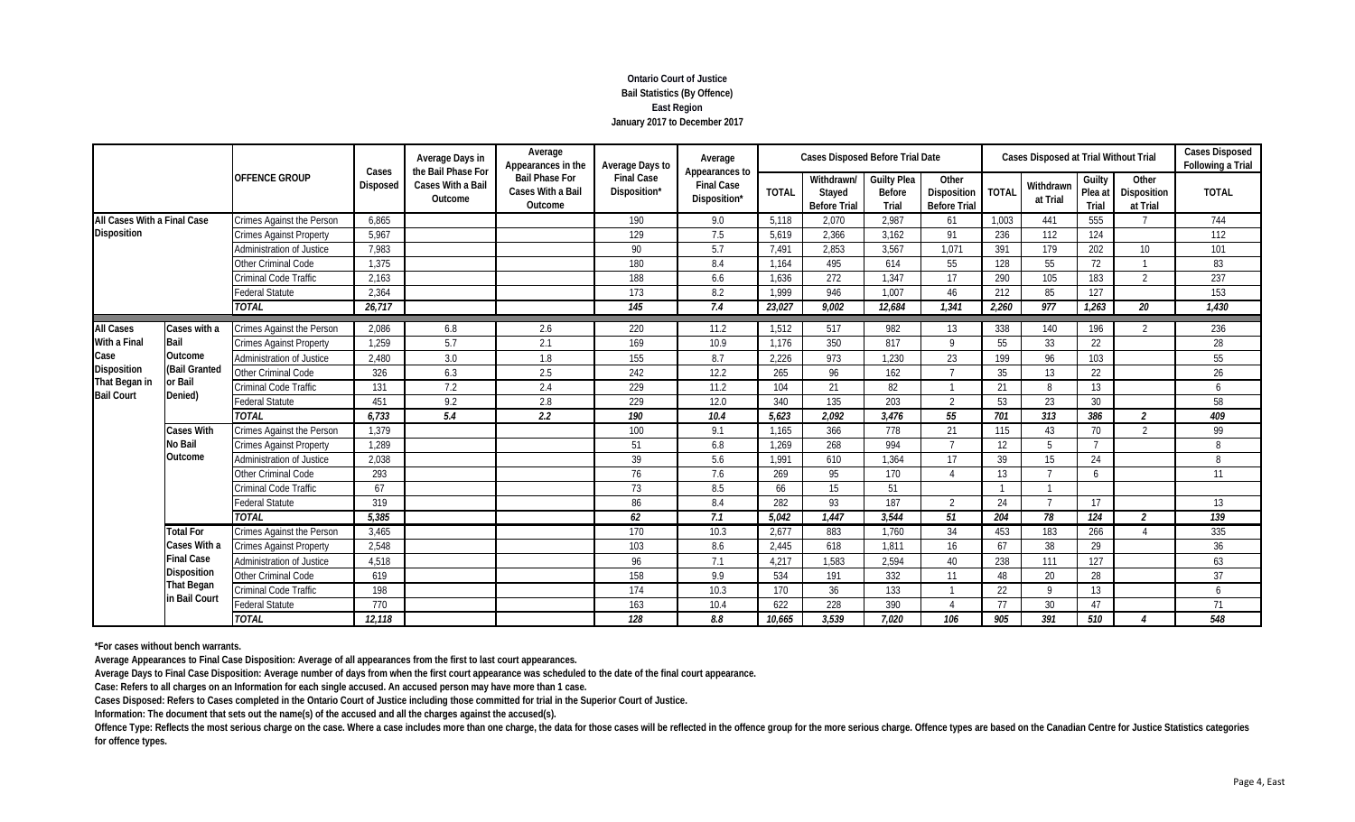**Ontario Court of Justice**
**Bail Statistics (By Offence)**
**East Region**
**January 2017 to December 2017**

| | | OFFENCE GROUP | Cases Disposed | Average Days in the Bail Phase For Cases With a Bail Outcome | Average Appearances in the Bail Phase For Cases With a Bail Outcome | Average Days to Final Case Disposition* | Average Appearances to Final Case Disposition* | Cases Disposed Before Trial Date | | | | Cases Disposed at Trial Without Trial | | | | Cases Disposed Following a Trial |
|---|---|---|---|---|---|---|---|---|---|---|---|---|---|---|---|---|
| | | | | | | | | TOTAL | Withdrawn/ Stayed Before Trial | Guilty Plea Before Trial | Other Disposition Before Trial | TOTAL | Withdrawn at Trial | Guilty Plea at Trial | Other Disposition at Trial | TOTAL |
| All Cases With a Final Case Disposition | | Crimes Against the Person | 6,865 | | | 190 | 9.0 | 5,118 | 2,070 | 2,987 | 61 | 1,003 | 441 | 555 | 7 | 744 |
| | | Crimes Against Property | 5,967 | | | 129 | 7.5 | 5,619 | 2,366 | 3,162 | 91 | 236 | 112 | 124 | | 112 |
| | | Administration of Justice | 7,983 | | | 90 | 5.7 | 7,491 | 2,853 | 3,567 | 1,071 | 391 | 179 | 202 | 10 | 101 |
| | | Other Criminal Code | 1,375 | | | 180 | 8.4 | 1,164 | 495 | 614 | 55 | 128 | 55 | 72 | 1 | 83 |
| | | Criminal Code Traffic | 2,163 | | | 188 | 6.6 | 1,636 | 272 | 1,347 | 17 | 290 | 105 | 183 | 2 | 237 |
| | | Federal Statute | 2,364 | | | 173 | 8.2 | 1,999 | 946 | 1,007 | 46 | 212 | 85 | 127 | | 153 |
| | | *TOTAL* | *26,717* | | | *145* | *7.4* | *23,027* | *9,002* | *12,684* | *1,341* | *2,260* | *977* | *1,263* | *20* | *1,430* |
| All Cases With a Final Case Disposition That Began in Bail Court | Cases with a Bail Outcome (Bail Granted or Bail Denied) | Crimes Against the Person | 2,086 | 6.8 | 2.6 | 220 | 11.2 | 1,512 | 517 | 982 | 13 | 338 | 140 | 196 | 2 | 236 |
| | | Crimes Against Property | 1,259 | 5.7 | 2.1 | 169 | 10.9 | 1,176 | 350 | 817 | 9 | 55 | 33 | 22 | | 28 |
| | | Administration of Justice | 2,480 | 3.0 | 1.8 | 155 | 8.7 | 2,226 | 973 | 1,230 | 23 | 199 | 96 | 103 | | 55 |
| | | Other Criminal Code | 326 | 6.3 | 2.5 | 242 | 12.2 | 265 | 96 | 162 | 7 | 35 | 13 | 22 | | 26 |
| | | Criminal Code Traffic | 131 | 7.2 | 2.4 | 229 | 11.2 | 104 | 21 | 82 | 1 | 21 | 8 | 13 | | 6 |
| | | Federal Statute | 451 | 9.2 | 2.8 | 229 | 12.0 | 340 | 135 | 203 | 2 | 53 | 23 | 30 | | 58 |
| | | *TOTAL* | *6,733* | *5.4* | *2.2* | *190* | *10.4* | *5,623* | *2,092* | *3,476* | *55* | *701* | *313* | *386* | *2* | *409* |
| | Cases With No Bail Outcome | Crimes Against the Person | 1,379 | | | 100 | 9.1 | 1,165 | 366 | 778 | 21 | 115 | 43 | 70 | 2 | 99 |
| | | Crimes Against Property | 1,289 | | | 51 | 6.8 | 1,269 | 268 | 994 | 7 | 12 | 5 | 7 | | 8 |
| | | Administration of Justice | 2,038 | | | 39 | 5.6 | 1,991 | 610 | 1,364 | 17 | 39 | 15 | 24 | | 8 |
| | | Other Criminal Code | 293 | | | 76 | 7.6 | 269 | 95 | 170 | 4 | 13 | 7 | 6 | | 11 |
| | | Criminal Code Traffic | 67 | | | 73 | 8.5 | 66 | 15 | 51 | | 1 | 1 | | | |
| | | Federal Statute | 319 | | | 86 | 8.4 | 282 | 93 | 187 | 2 | 24 | 7 | 17 | | 13 |
| | | *TOTAL* | *5,385* | | | *62* | *7.1* | *5,042* | *1,447* | *3,544* | *51* | *204* | *78* | *124* | *2* | *139* |
| | Total For Cases With a Final Case Disposition That Began in Bail Court | Crimes Against the Person | 3,465 | | | 170 | 10.3 | 2,677 | 883 | 1,760 | 34 | 453 | 183 | 266 | 4 | 335 |
| | | Crimes Against Property | 2,548 | | | 103 | 8.6 | 2,445 | 618 | 1,811 | 16 | 67 | 38 | 29 | | 36 |
| | | Administration of Justice | 4,518 | | | 96 | 7.1 | 4,217 | 1,583 | 2,594 | 40 | 238 | 111 | 127 | | 63 |
| | | Other Criminal Code | 619 | | | 158 | 9.9 | 534 | 191 | 332 | 11 | 48 | 20 | 28 | | 37 |
| | | Criminal Code Traffic | 198 | | | 174 | 10.3 | 170 | 36 | 133 | 1 | 22 | 9 | 13 | | 6 |
| | | Federal Statute | 770 | | | 163 | 10.4 | 622 | 228 | 390 | 4 | 77 | 30 | 47 | | 71 |
| | | *TOTAL* | *12,118* | | | *128* | *8.8* | *10,665* | *3,539* | *7,020* | *106* | *905* | *391* | *510* | *4* | *548* |

**\*For cases without bench warrants.**

**Average Appearances to Final Case Disposition: Average of all appearances from the first to last court appearances.**

**Average Days to Final Case Disposition: Average number of days from when the first court appearance was scheduled to the date of the final court appearance.**

**Case: Refers to all charges on an Information for each single accused. An accused person may have more than 1 case.**

**Cases Disposed: Refers to Cases completed in the Ontario Court of Justice including those committed for trial in the Superior Court of Justice.**

**Information: The document that sets out the name(s) of the accused and all the charges against the accused(s).**

**Offence Type: Reflects the most serious charge on the case. Where a case includes more than one charge, the data for those cases will be reflected in the offence group for the more serious charge. Offence types are based on the Canadian Centre for Justice Statistics categories for offence types.**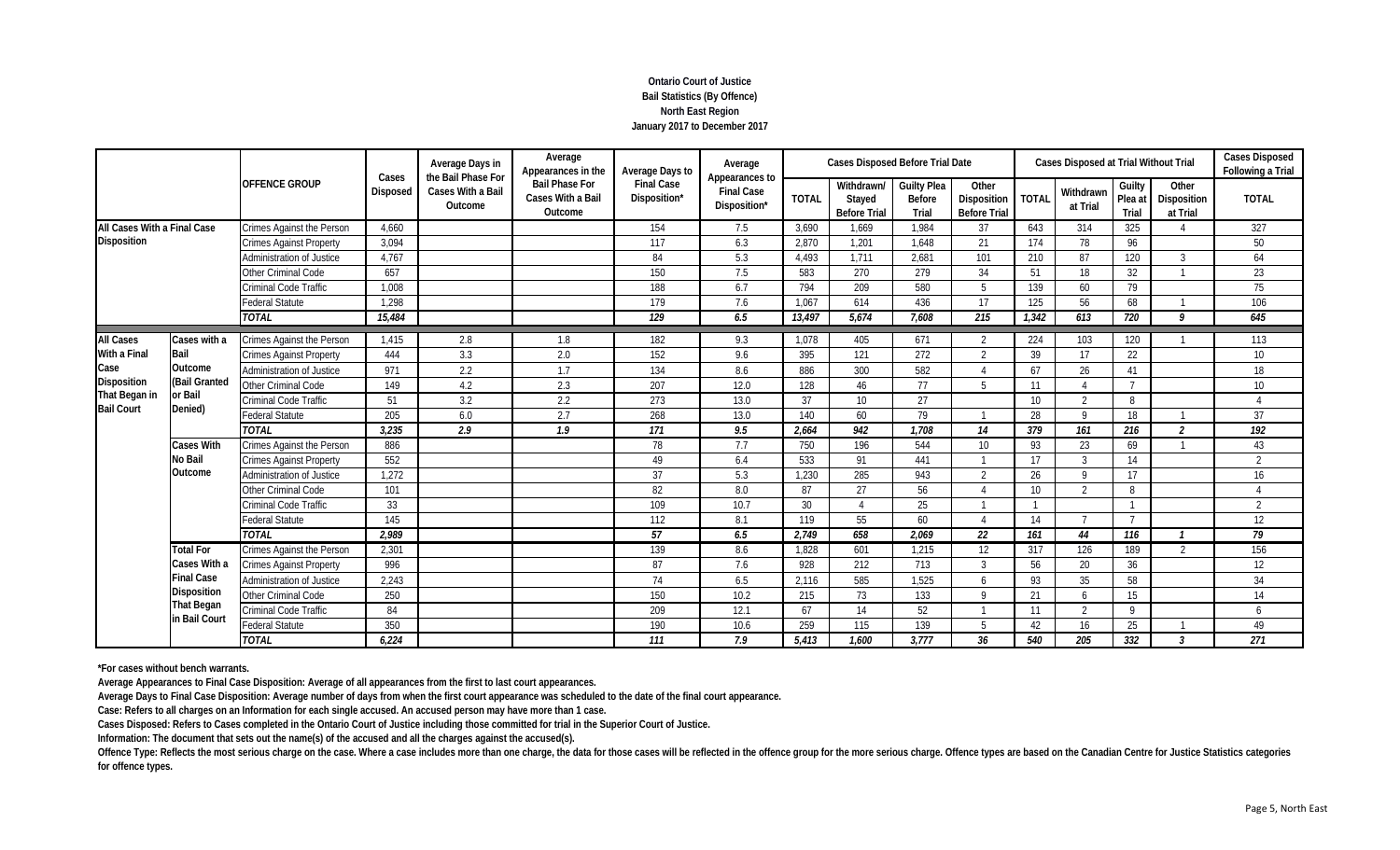**Ontario Court of Justice**
**Bail Statistics (By Offence)**
**North East Region**
**January 2017 to December 2017**

| | | OFFENCE GROUP | Cases Disposed | Average Days in the Bail Phase For Cases With a Bail Outcome | Average Appearances in the Bail Phase For Cases With a Bail Outcome | Average Days to Final Case Disposition* | Average Appearances to Final Case Disposition* | Cases Disposed Before Trial Date | | | | Cases Disposed at Trial Without Trial | | | | Cases Disposed Following a Trial |
|---|---|---|---|---|---|---|---|---|---|---|---|---|---|---|---|---|
| | | | | | | | | TOTAL | Withdrawn/ Stayed Before Trial | Guilty Plea Before Trial | Other Disposition Before Trial | TOTAL | Withdrawn at Trial | Guilty Plea at Trial | Other Disposition at Trial | TOTAL |
| All Cases With a Final Case Disposition | | Crimes Against the Person | 4,660 | | | 154 | 7.5 | 3,690 | 1,669 | 1,984 | 37 | 643 | 314 | 325 | 4 | 327 |
| | | Crimes Against Property | 3,094 | | | 117 | 6.3 | 2,870 | 1,201 | 1,648 | 21 | 174 | 78 | 96 | | 50 |
| | | Administration of Justice | 4,767 | | | 84 | 5.3 | 4,493 | 1,711 | 2,681 | 101 | 210 | 87 | 120 | 3 | 64 |
| | | Other Criminal Code | 657 | | | 150 | 7.5 | 583 | 270 | 279 | 34 | 51 | 18 | 32 | 1 | 23 |
| | | Criminal Code Traffic | 1,008 | | | 188 | 6.7 | 794 | 209 | 580 | 5 | 139 | 60 | 79 | | 75 |
| | | Federal Statute | 1,298 | | | 179 | 7.6 | 1,067 | 614 | 436 | 17 | 125 | 56 | 68 | 1 | 106 |
| | | *TOTAL* | *15,484* | | | *129* | *6.5* | *13,497* | *5,674* | *7,608* | *215* | *1,342* | *613* | *720* | *9* | *645* |
| All Cases With a Final Case Disposition That Began in Bail Court | Cases with a Bail Outcome (Bail Granted or Bail Denied) | Crimes Against the Person | 1,415 | 2.8 | 1.8 | 182 | 9.3 | 1,078 | 405 | 671 | 2 | 224 | 103 | 120 | 1 | 113 |
| | | Crimes Against Property | 444 | 3.3 | 2.0 | 152 | 9.6 | 395 | 121 | 272 | 2 | 39 | 17 | 22 | | 10 |
| | | Administration of Justice | 971 | 2.2 | 1.7 | 134 | 8.6 | 886 | 300 | 582 | 4 | 67 | 26 | 41 | | 18 |
| | | Other Criminal Code | 149 | 4.2 | 2.3 | 207 | 12.0 | 128 | 46 | 77 | 5 | 11 | 4 | 7 | | 10 |
| | | Criminal Code Traffic | 51 | 3.2 | 2.2 | 273 | 13.0 | 37 | 10 | 27 | | 10 | 2 | 8 | | 4 |
| | | Federal Statute | 205 | 6.0 | 2.7 | 268 | 13.0 | 140 | 60 | 79 | 1 | 28 | 9 | 18 | 1 | 37 |
| | | *TOTAL* | *3,235* | *2.9* | *1.9* | *171* | *9.5* | *2,664* | *942* | *1,708* | *14* | *379* | *161* | *216* | *2* | *192* |
| | Cases With No Bail Outcome | Crimes Against the Person | 886 | | | 78 | 7.7 | 750 | 196 | 544 | 10 | 93 | 23 | 69 | 1 | 43 |
| | | Crimes Against Property | 552 | | | 49 | 6.4 | 533 | 91 | 441 | 1 | 17 | 3 | 14 | | 2 |
| | | Administration of Justice | 1,272 | | | 37 | 5.3 | 1,230 | 285 | 943 | 2 | 26 | 9 | 17 | | 16 |
| | | Other Criminal Code | 101 | | | 82 | 8.0 | 87 | 27 | 56 | 4 | 10 | 2 | 8 | | 4 |
| | | Criminal Code Traffic | 33 | | | 109 | 10.7 | 30 | 4 | 25 | 1 | 1 | | 1 | | 2 |
| | | Federal Statute | 145 | | | 112 | 8.1 | 119 | 55 | 60 | 4 | 14 | 7 | 7 | | 12 |
| | | *TOTAL* | *2,989* | | | *57* | *6.5* | *2,749* | *658* | *2,069* | *22* | *161* | *44* | *116* | *1* | *79* |
| | Total For Cases With a Final Case Disposition That Began in Bail Court | Crimes Against the Person | 2,301 | | | 139 | 8.6 | 1,828 | 601 | 1,215 | 12 | 317 | 126 | 189 | 2 | 156 |
| | | Crimes Against Property | 996 | | | 87 | 7.6 | 928 | 212 | 713 | 3 | 56 | 20 | 36 | | 12 |
| | | Administration of Justice | 2,243 | | | 74 | 6.5 | 2,116 | 585 | 1,525 | 6 | 93 | 35 | 58 | | 34 |
| | | Other Criminal Code | 250 | | | 150 | 10.2 | 215 | 73 | 133 | 9 | 21 | 6 | 15 | | 14 |
| | | Criminal Code Traffic | 84 | | | 209 | 12.1 | 67 | 14 | 52 | 1 | 11 | 2 | 9 | | 6 |
| | | Federal Statute | 350 | | | 190 | 10.6 | 259 | 115 | 139 | 5 | 42 | 16 | 25 | 1 | 49 |
| | | *TOTAL* | *6,224* | | | *111* | *7.9* | *5,413* | *1,600* | *3,777* | *36* | *540* | *205* | *332* | *3* | *271* |

**\*For cases without bench warrants.**

**Average Appearances to Final Case Disposition: Average of all appearances from the first to last court appearances.**

**Average Days to Final Case Disposition: Average number of days from when the first court appearance was scheduled to the date of the final court appearance.**

**Case: Refers to all charges on an Information for each single accused. An accused person may have more than 1 case.**

**Cases Disposed: Refers to Cases completed in the Ontario Court of Justice including those committed for trial in the Superior Court of Justice.**

**Information: The document that sets out the name(s) of the accused and all the charges against the accused(s).**

**Offence Type: Reflects the most serious charge on the case. Where a case includes more than one charge, the data for those cases will be reflected in the offence group for the more serious charge. Offence types are based on the Canadian Centre for Justice Statistics categories for offence types.**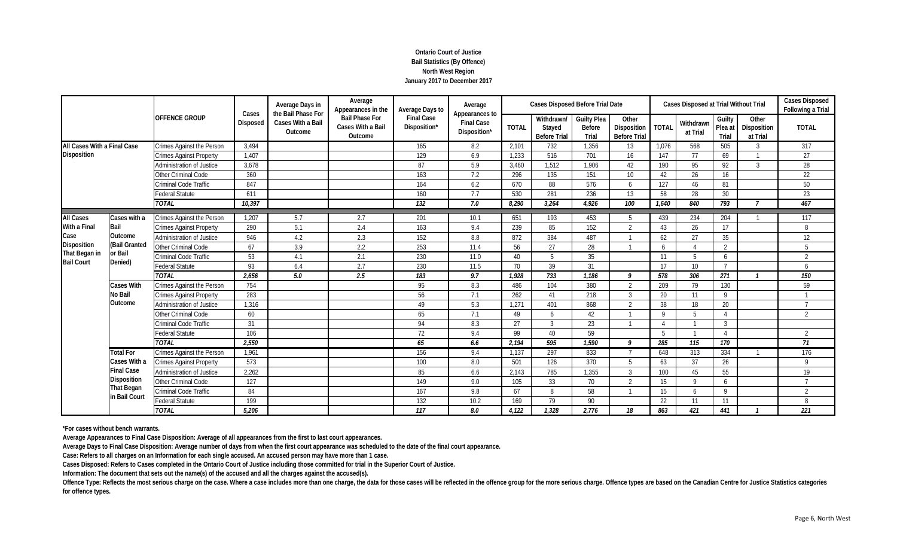**Ontario Court of Justice**
**Bail Statistics (By Offence)**
**North West Region**
**January 2017 to December 2017**

| | | OFFENCE GROUP | Cases Disposed | Average Days in the Bail Phase For Cases With a Bail Outcome | Average Appearances in the Bail Phase For Cases With a Bail Outcome | Average Days to Final Case Disposition* | Average Appearances to Final Case Disposition* | Cases Disposed Before Trial Date | | | | Cases Disposed at Trial Without Trial | | | | Cases Disposed Following a Trial |
|---|---|---|---|---|---|---|---|---|---|---|---|---|---|---|---|---|
| | | | | | | | | TOTAL | Withdrawn/ Stayed Before Trial | Guilty Plea Before Trial | Other Disposition Before Trial | TOTAL | Withdrawn at Trial | Guilty Plea at Trial | Other Disposition at Trial | TOTAL |
| All Cases With a Final Case Disposition | | Crimes Against the Person | 3,494 | | | 165 | 8.2 | 2,101 | 732 | 1,356 | 13 | 1,076 | 568 | 505 | 3 | 317 |
| | | Crimes Against Property | 1,407 | | | 129 | 6.9 | 1,233 | 516 | 701 | 16 | 147 | 77 | 69 | 1 | 27 |
| | | Administration of Justice | 3,678 | | | 87 | 5.9 | 3,460 | 1,512 | 1,906 | 42 | 190 | 95 | 92 | 3 | 28 |
| | | Other Criminal Code | 360 | | | 163 | 7.2 | 296 | 135 | 151 | 10 | 42 | 26 | 16 | | 22 |
| | | Criminal Code Traffic | 847 | | | 164 | 6.2 | 670 | 88 | 576 | 6 | 127 | 46 | 81 | | 50 |
| | | Federal Statute | 611 | | | 160 | 7.7 | 530 | 281 | 236 | 13 | 58 | 28 | 30 | | 23 |
| | | *TOTAL* | *10,397* | | | *132* | *7.0* | *8,290* | *3,264* | *4,926* | *100* | *1,640* | *840* | *793* | *7* | *467* |
| All Cases With a Final Case Disposition That Began in Bail Court | Cases with a Bail Outcome (Bail Granted or Bail Denied) | Crimes Against the Person | 1,207 | 5.7 | 2.7 | 201 | 10.1 | 651 | 193 | 453 | 5 | 439 | 234 | 204 | 1 | 117 |
| | | Crimes Against Property | 290 | 5.1 | 2.4 | 163 | 9.4 | 239 | 85 | 152 | 2 | 43 | 26 | 17 | | 8 |
| | | Administration of Justice | 946 | 4.2 | 2.3 | 152 | 8.8 | 872 | 384 | 487 | 1 | 62 | 27 | 35 | | 12 |
| | | Other Criminal Code | 67 | 3.9 | 2.2 | 253 | 11.4 | 56 | 27 | 28 | 1 | 6 | 4 | 2 | | 5 |
| | | Criminal Code Traffic | 53 | 4.1 | 2.1 | 230 | 11.0 | 40 | 5 | 35 | | 11 | 5 | 6 | | 2 |
| | | Federal Statute | 93 | 6.4 | 2.7 | 230 | 11.5 | 70 | 39 | 31 | | 17 | 10 | 7 | | 6 |
| | | *TOTAL* | *2,656* | *5.0* | *2.5* | *183* | *9.7* | *1,928* | *733* | *1,186* | *9* | *578* | *306* | *271* | *1* | *150* |
| | Cases With No Bail Outcome | Crimes Against the Person | 754 | | | 95 | 8.3 | 486 | 104 | 380 | 2 | 209 | 79 | 130 | | 59 |
| | | Crimes Against Property | 283 | | | 56 | 7.1 | 262 | 41 | 218 | 3 | 20 | 11 | 9 | | 1 |
| | | Administration of Justice | 1,316 | | | 49 | 5.3 | 1,271 | 401 | 868 | 2 | 38 | 18 | 20 | | 7 |
| | | Other Criminal Code | 60 | | | 65 | 7.1 | 49 | 6 | 42 | 1 | 9 | 5 | 4 | | 2 |
| | | Criminal Code Traffic | 31 | | | 94 | 8.3 | 27 | 3 | 23 | 1 | 4 | 1 | 3 | | |
| | | Federal Statute | 106 | | | 72 | 9.4 | 99 | 40 | 59 | | 5 | 1 | 4 | | 2 |
| | | *TOTAL* | *2,550* | | | *65* | *6.6* | *2,194* | *595* | *1,590* | *9* | *285* | *115* | *170* | | *71* |
| | Total For Cases With a Final Case Disposition That Began in Bail Court | Crimes Against the Person | 1,961 | | | 156 | 9.4 | 1,137 | 297 | 833 | 7 | 648 | 313 | 334 | 1 | 176 |
| | | Crimes Against Property | 573 | | | 100 | 8.0 | 501 | 126 | 370 | 5 | 63 | 37 | 26 | | 9 |
| | | Administration of Justice | 2,262 | | | 85 | 6.6 | 2,143 | 785 | 1,355 | 3 | 100 | 45 | 55 | | 19 |
| | | Other Criminal Code | 127 | | | 149 | 9.0 | 105 | 33 | 70 | 2 | 15 | 9 | 6 | | 7 |
| | | Criminal Code Traffic | 84 | | | 167 | 9.8 | 67 | 8 | 58 | 1 | 15 | 6 | 9 | | 2 |
| | | Federal Statute | 199 | | | 132 | 10.2 | 169 | 79 | 90 | | 22 | 11 | 11 | | 8 |
| | | *TOTAL* | *5,206* | | | *117* | *8.0* | *4,122* | *1,328* | *2,776* | *18* | *863* | *421* | *441* | *1* | *221* |

**\*For cases without bench warrants.**

**Average Appearances to Final Case Disposition: Average of all appearances from the first to last court appearances.**

**Average Days to Final Case Disposition: Average number of days from when the first court appearance was scheduled to the date of the final court appearance.**

**Case: Refers to all charges on an Information for each single accused. An accused person may have more than 1 case.**

**Cases Disposed: Refers to Cases completed in the Ontario Court of Justice including those committed for trial in the Superior Court of Justice.**

**Information: The document that sets out the name(s) of the accused and all the charges against the accused(s).**

**Offence Type: Reflects the most serious charge on the case. Where a case includes more than one charge, the data for those cases will be reflected in the offence group for the more serious charge. Offence types are based on the Canadian Centre for Justice Statistics categories for offence types.**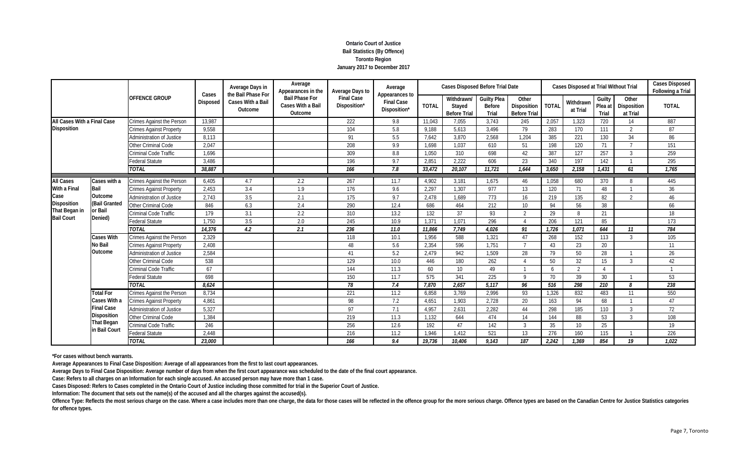**Ontario Court of Justice**
**Bail Statistics (By Offence)**
**Toronto Region**
**January 2017 to December 2017**

| | | OFFENCE GROUP | Cases Disposed | Average Days in the Bail Phase For Cases With a Bail Outcome | Average Appearances in the Bail Phase For Cases With a Bail Outcome | Average Days to Final Case Disposition* | Average Appearances to Final Case Disposition* | Cases Disposed Before Trial Date | | | | Cases Disposed at Trial Without Trial | | | | Cases Disposed Following a Trial |
|---|---|---|---|---|---|---|---|---|---|---|---|---|---|---|---|---|
| | | | | | | | | TOTAL | Withdrawn/ Stayed Before Trial | Guilty Plea Before Trial | Other Disposition Before Trial | TOTAL | Withdrawn at Trial | Guilty Plea at Trial | Other Disposition at Trial | TOTAL |
| All Cases With a Final Case Disposition | | Crimes Against the Person | 13,987 | | | 222 | 9.8 | 11,043 | 7,055 | 3,743 | 245 | 2,057 | 1,323 | 720 | 14 | 887 |
| | | Crimes Against Property | 9,558 | | | 104 | 5.8 | 9,188 | 5,613 | 3,496 | 79 | 283 | 170 | 111 | 2 | 87 |
| | | Administration of Justice | 8,113 | | | 91 | 5.5 | 7,642 | 3,870 | 2,568 | 1,204 | 385 | 221 | 130 | 34 | 86 |
| | | Other Criminal Code | 2,047 | | | 208 | 9.9 | 1,698 | 1,037 | 610 | 51 | 198 | 120 | 71 | 7 | 151 |
| | | Criminal Code Traffic | 1,696 | | | 309 | 8.8 | 1,050 | 310 | 698 | 42 | 387 | 127 | 257 | 3 | 259 |
| | | Federal Statute | 3,486 | | | 196 | 9.7 | 2,851 | 2,222 | 606 | 23 | 340 | 197 | 142 | 1 | 295 |
| | | *TOTAL* | *38,887* | | | *166* | *7.8* | *33,472* | *20,107* | *11,721* | *1,644* | *3,650* | *2,158* | *1,431* | *61* | *1,765* |
| All Cases With a Final Case Disposition That Began in Bail Court | Cases with a Bail Outcome (Bail Granted or Bail Denied) | Crimes Against the Person | 6,405 | 4.7 | 2.2 | 267 | 11.7 | 4,902 | 3,181 | 1,675 | 46 | 1,058 | 680 | 370 | 8 | 445 |
| | | Crimes Against Property | 2,453 | 3.4 | 1.9 | 176 | 9.6 | 2,297 | 1,307 | 977 | 13 | 120 | 71 | 48 | 1 | 36 |
| | | Administration of Justice | 2,743 | 3.5 | 2.1 | 175 | 9.7 | 2,478 | 1,689 | 773 | 16 | 219 | 135 | 82 | 2 | 46 |
| | | Other Criminal Code | 846 | 6.3 | 2.4 | 290 | 12.4 | 686 | 464 | 212 | 10 | 94 | 56 | 38 | | 66 |
| | | Criminal Code Traffic | 179 | 3.1 | 2.2 | 310 | 13.2 | 132 | 37 | 93 | 2 | 29 | 8 | 21 | | 18 |
| | | Federal Statute | 1,750 | 3.5 | 2.0 | 245 | 10.9 | 1,371 | 1,071 | 296 | 4 | 206 | 121 | 85 | | 173 |
| | | *TOTAL* | *14,376* | *4.2* | *2.1* | *236* | *11.0* | *11,866* | *7,749* | *4,026* | *91* | *1,726* | *1,071* | *644* | *11* | *784* |
| | Cases With No Bail Outcome | Crimes Against the Person | 2,329 | | | 118 | 10.1 | 1,956 | 588 | 1,321 | 47 | 268 | 152 | 113 | 3 | 105 |
| | | Crimes Against Property | 2,408 | | | 48 | 5.6 | 2,354 | 596 | 1,751 | 7 | 43 | 23 | 20 | | 11 |
| | | Administration of Justice | 2,584 | | | 41 | 5.2 | 2,479 | 942 | 1,509 | 28 | 79 | 50 | 28 | 1 | 26 |
| | | Other Criminal Code | 538 | | | 129 | 10.0 | 446 | 180 | 262 | 4 | 50 | 32 | 15 | 3 | 42 |
| | | Criminal Code Traffic | 67 | | | 144 | 11.3 | 60 | 10 | 49 | 1 | 6 | 2 | 4 | | 1 |
| | | Federal Statute | 698 | | | 150 | 11.7 | 575 | 341 | 225 | 9 | 70 | 39 | 30 | 1 | 53 |
| | | *TOTAL* | *8,624* | | | *78* | *7.4* | *7,870* | *2,657* | *5,117* | *96* | *516* | *298* | *210* | *8* | *238* |
| | Total For Cases With a Final Case Disposition That Began in Bail Court | Crimes Against the Person | 8,734 | | | 221 | 11.2 | 6,858 | 3,769 | 2,996 | 93 | 1,326 | 832 | 483 | 11 | 550 |
| | | Crimes Against Property | 4,861 | | | 98 | 7.2 | 4,651 | 1,903 | 2,728 | 20 | 163 | 94 | 68 | 1 | 47 |
| | | Administration of Justice | 5,327 | | | 97 | 7.1 | 4,957 | 2,631 | 2,282 | 44 | 298 | 185 | 110 | 3 | 72 |
| | | Other Criminal Code | 1,384 | | | 219 | 11.3 | 1,132 | 644 | 474 | 14 | 144 | 88 | 53 | 3 | 108 |
| | | Criminal Code Traffic | 246 | | | 256 | 12.6 | 192 | 47 | 142 | 3 | 35 | 10 | 25 | | 19 |
| | | Federal Statute | 2,448 | | | 216 | 11.2 | 1,946 | 1,412 | 521 | 13 | 276 | 160 | 115 | 1 | 226 |
| | | *TOTAL* | *23,000* | | | *166* | *9.4* | *19,736* | *10,406* | *9,143* | *187* | *2,242* | *1,369* | *854* | *19* | *1,022* |

**\*For cases without bench warrants.**

**Average Appearances to Final Case Disposition: Average of all appearances from the first to last court appearances.**

**Average Days to Final Case Disposition: Average number of days from when the first court appearance was scheduled to the date of the final court appearance.**

**Case: Refers to all charges on an Information for each single accused. An accused person may have more than 1 case.**

**Cases Disposed: Refers to Cases completed in the Ontario Court of Justice including those committed for trial in the Superior Court of Justice.**

**Information: The document that sets out the name(s) of the accused and all the charges against the accused(s).**

**Offence Type: Reflects the most serious charge on the case. Where a case includes more than one charge, the data for those cases will be reflected in the offence group for the more serious charge. Offence types are based on the Canadian Centre for Justice Statistics categories for offence types.**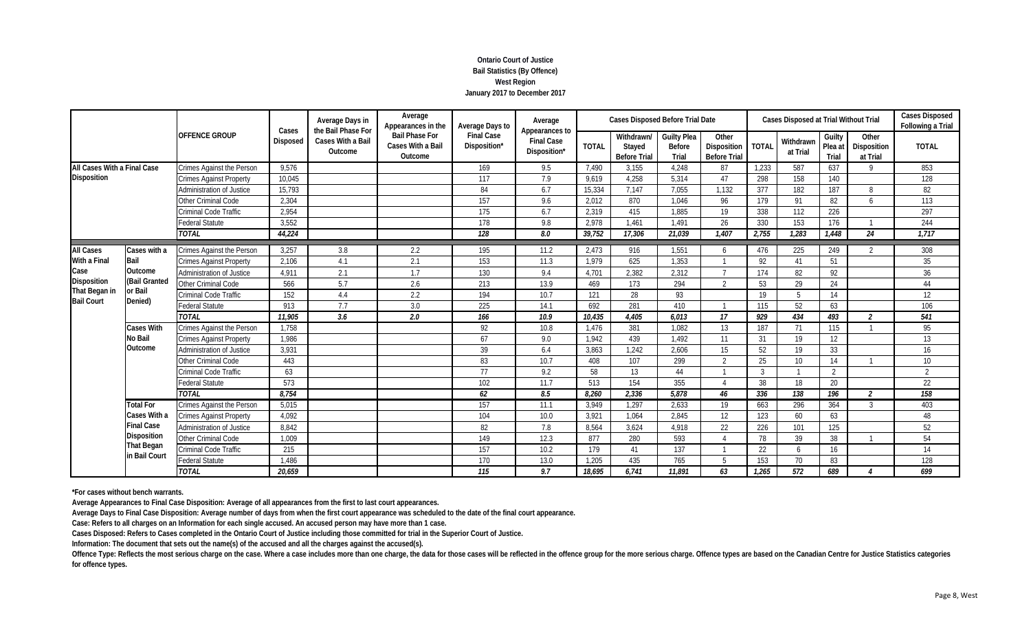# Ontario Court of Justice
## Bail Statistics (By Offence)
### West Region
### January 2017 to December 2017

| | | OFFENCE GROUP | Cases Disposed | Average Days in the Bail Phase For Cases With a Bail Outcome | Average Appearances in the Bail Phase For Cases With a Bail Outcome | Average Days to Final Case Disposition* | Average Appearances to Final Case Disposition* | Cases Disposed Before Trial Date | | | | Cases Disposed at Trial Without Trial | | | | Cases Disposed Following a Trial |
|---|---|---|---|---|---|---|---|---|---|---|---|---|---|---|---|---|
| | | | | | | | | TOTAL | Withdrawn/ Stayed Before Trial | Guilty Plea Before Trial | Other Disposition Before Trial | TOTAL | Withdrawn at Trial | Guilty Plea at Trial | Other Disposition at Trial | TOTAL |
| All Cases With a Final Case Disposition | | Crimes Against the Person | 9,576 | | | 169 | 9.5 | 7,490 | 3,155 | 4,248 | 87 | 1,233 | 587 | 637 | 9 | 853 |
| | | Crimes Against Property | 10,045 | | | 117 | 7.9 | 9,619 | 4,258 | 5,314 | 47 | 298 | 158 | 140 | | 128 |
| | | Administration of Justice | 15,793 | | | 84 | 6.7 | 15,334 | 7,147 | 7,055 | 1,132 | 377 | 182 | 187 | 8 | 82 |
| | | Other Criminal Code | 2,304 | | | 157 | 9.6 | 2,012 | 870 | 1,046 | 96 | 179 | 91 | 82 | 6 | 113 |
| | | Criminal Code Traffic | 2,954 | | | 175 | 6.7 | 2,319 | 415 | 1,885 | 19 | 338 | 112 | 226 | | 297 |
| | | Federal Statute | 3,552 | | | 178 | 9.8 | 2,978 | 1,461 | 1,491 | 26 | 330 | 153 | 176 | 1 | 244 |
| | | *TOTAL* | *44,224* | | | *128* | *8.0* | *39,752* | *17,306* | *21,039* | *1,407* | *2,755* | *1,283* | *1,448* | *24* | *1,717* |
| All Cases With a Final Case Disposition That Began in Bail Court | Cases with a Bail Outcome (Bail Granted or Bail Denied) | Crimes Against the Person | 3,257 | 3.8 | 2.2 | 195 | 11.2 | 2,473 | 916 | 1,551 | 6 | 476 | 225 | 249 | 2 | 308 |
| | | Crimes Against Property | 2,106 | 4.1 | 2.1 | 153 | 11.3 | 1,979 | 625 | 1,353 | 1 | 92 | 41 | 51 | | 35 |
| | | Administration of Justice | 4,911 | 2.1 | 1.7 | 130 | 9.4 | 4,701 | 2,382 | 2,312 | 7 | 174 | 82 | 92 | | 36 |
| | | Other Criminal Code | 566 | 5.7 | 2.6 | 213 | 13.9 | 469 | 173 | 294 | 2 | 53 | 29 | 24 | | 44 |
| | | Criminal Code Traffic | 152 | 4.4 | 2.2 | 194 | 10.7 | 121 | 28 | 93 | | 19 | 5 | 14 | | 12 |
| | | Federal Statute | 913 | 7.7 | 3.0 | 225 | 14.1 | 692 | 281 | 410 | 1 | 115 | 52 | 63 | | 106 |
| | | *TOTAL* | *11,905* | *3.6* | *2.0* | *166* | *10.9* | *10,435* | *4,405* | *6,013* | *17* | *929* | *434* | *493* | *2* | *541* |
| | Cases With No Bail Outcome | Crimes Against the Person | 1,758 | | | 92 | 10.8 | 1,476 | 381 | 1,082 | 13 | 187 | 71 | 115 | 1 | 95 |
| | | Crimes Against Property | 1,986 | | | 67 | 9.0 | 1,942 | 439 | 1,492 | 11 | 31 | 19 | 12 | | 13 |
| | | Administration of Justice | 3,931 | | | 39 | 6.4 | 3,863 | 1,242 | 2,606 | 15 | 52 | 19 | 33 | | 16 |
| | | Other Criminal Code | 443 | | | 83 | 10.7 | 408 | 107 | 299 | 2 | 25 | 10 | 14 | 1 | 10 |
| | | Criminal Code Traffic | 63 | | | 77 | 9.2 | 58 | 13 | 44 | 1 | 3 | 1 | 2 | | 2 |
| | | Federal Statute | 573 | | | 102 | 11.7 | 513 | 154 | 355 | 4 | 38 | 18 | 20 | | 22 |
| | | *TOTAL* | *8,754* | | | *62* | *8.5* | *8,260* | *2,336* | *5,878* | *46* | *336* | *138* | *196* | *2* | *158* |
| | Total For Cases With a Final Case Disposition That Began in Bail Court | Crimes Against the Person | 5,015 | | | 157 | 11.1 | 3,949 | 1,297 | 2,633 | 19 | 663 | 296 | 364 | 3 | 403 |
| | | Crimes Against Property | 4,092 | | | 104 | 10.0 | 3,921 | 1,064 | 2,845 | 12 | 123 | 60 | 63 | | 48 |
| | | Administration of Justice | 8,842 | | | 82 | 7.8 | 8,564 | 3,624 | 4,918 | 22 | 226 | 101 | 125 | | 52 |
| | | Other Criminal Code | 1,009 | | | 149 | 12.3 | 877 | 280 | 593 | 4 | 78 | 39 | 38 | 1 | 54 |
| | | Criminal Code Traffic | 215 | | | 157 | 10.2 | 179 | 41 | 137 | 1 | 22 | 6 | 16 | | 14 |
| | | Federal Statute | 1,486 | | | 170 | 13.0 | 1,205 | 435 | 765 | 5 | 153 | 70 | 83 | | 128 |
| | | *TOTAL* | *20,659* | | | *115* | *9.7* | *18,695* | *6,741* | *11,891* | *63* | *1,265* | *572* | *689* | *4* | *699* |

**\*For cases without bench warrants.**

**Average Appearances to Final Case Disposition: Average of all appearances from the first to last court appearances.**

**Average Days to Final Case Disposition: Average number of days from when the first court appearance was scheduled to the date of the final court appearance.**

**Case: Refers to all charges on an Information for each single accused. An accused person may have more than 1 case.**

**Cases Disposed: Refers to Cases completed in the Ontario Court of Justice including those committed for trial in the Superior Court of Justice.**

**Information: The document that sets out the name(s) of the accused and all the charges against the accused(s).**

**Offence Type: Reflects the most serious charge on the case. Where a case includes more than one charge, the data for those cases will be reflected in the offence group for the more serious charge. Offence types are based on the Canadian Centre for Justice Statistics categories for offence types.**